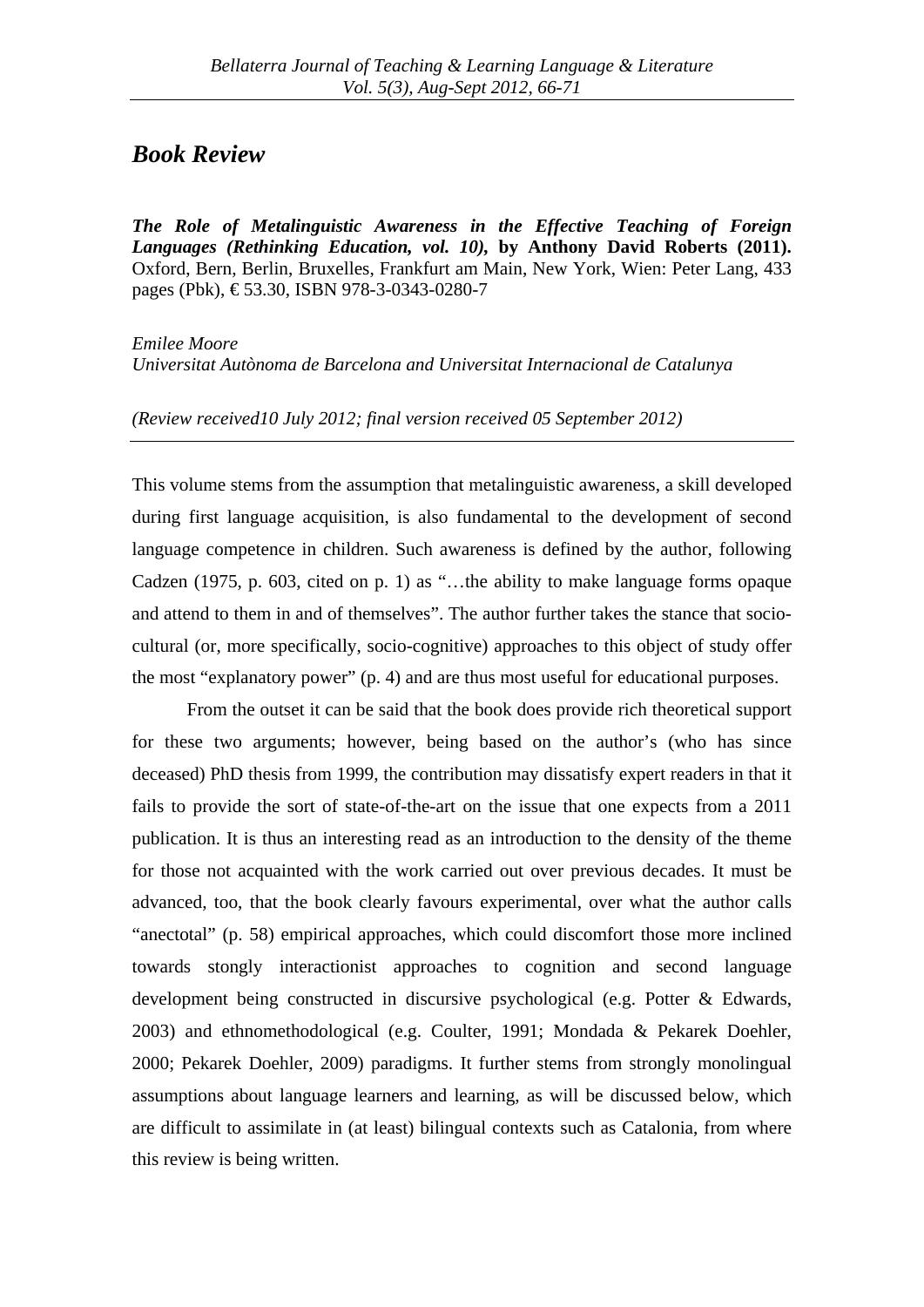# *Book Review*

***The Role of Metalinguistic Awareness in the Effective Teaching of Foreign Languages (Rethinking Education, vol. 10),*** **by Anthony David Roberts (2011).** Oxford, Bern, Berlin, Bruxelles, Frankfurt am Main, New York, Wien: Peter Lang, 433 pages (Pbk), € 53.30, ISBN 978-3-0343-0280-7

*Emilee Moore*
*Universitat Autònoma de Barcelona and Universitat Internacional de Catalunya*

*(Review received10 July 2012; final version received 05 September 2012)*

---

This volume stems from the assumption that metalinguistic awareness, a skill developed during first language acquisition, is also fundamental to the development of second language competence in children. Such awareness is defined by the author, following Cadzen (1975, p. 603, cited on p. 1) as "…the ability to make language forms opaque and attend to them in and of themselves". The author further takes the stance that socio-cultural (or, more specifically, socio-cognitive) approaches to this object of study offer the most "explanatory power" (p. 4) and are thus most useful for educational purposes.

From the outset it can be said that the book does provide rich theoretical support for these two arguments; however, being based on the author's (who has since deceased) PhD thesis from 1999, the contribution may dissatisfy expert readers in that it fails to provide the sort of state-of-the-art on the issue that one expects from a 2011 publication. It is thus an interesting read as an introduction to the density of the theme for those not acquainted with the work carried out over previous decades. It must be advanced, too, that the book clearly favours experimental, over what the author calls "anectotal" (p. 58) empirical approaches, which could discomfort those more inclined towards stongly interactionist approaches to cognition and second language development being constructed in discursive psychological (e.g. Potter & Edwards, 2003) and ethnomethodological (e.g. Coulter, 1991; Mondada & Pekarek Doehler, 2000; Pekarek Doehler, 2009) paradigms. It further stems from strongly monolingual assumptions about language learners and learning, as will be discussed below, which are difficult to assimilate in (at least) bilingual contexts such as Catalonia, from where this review is being written.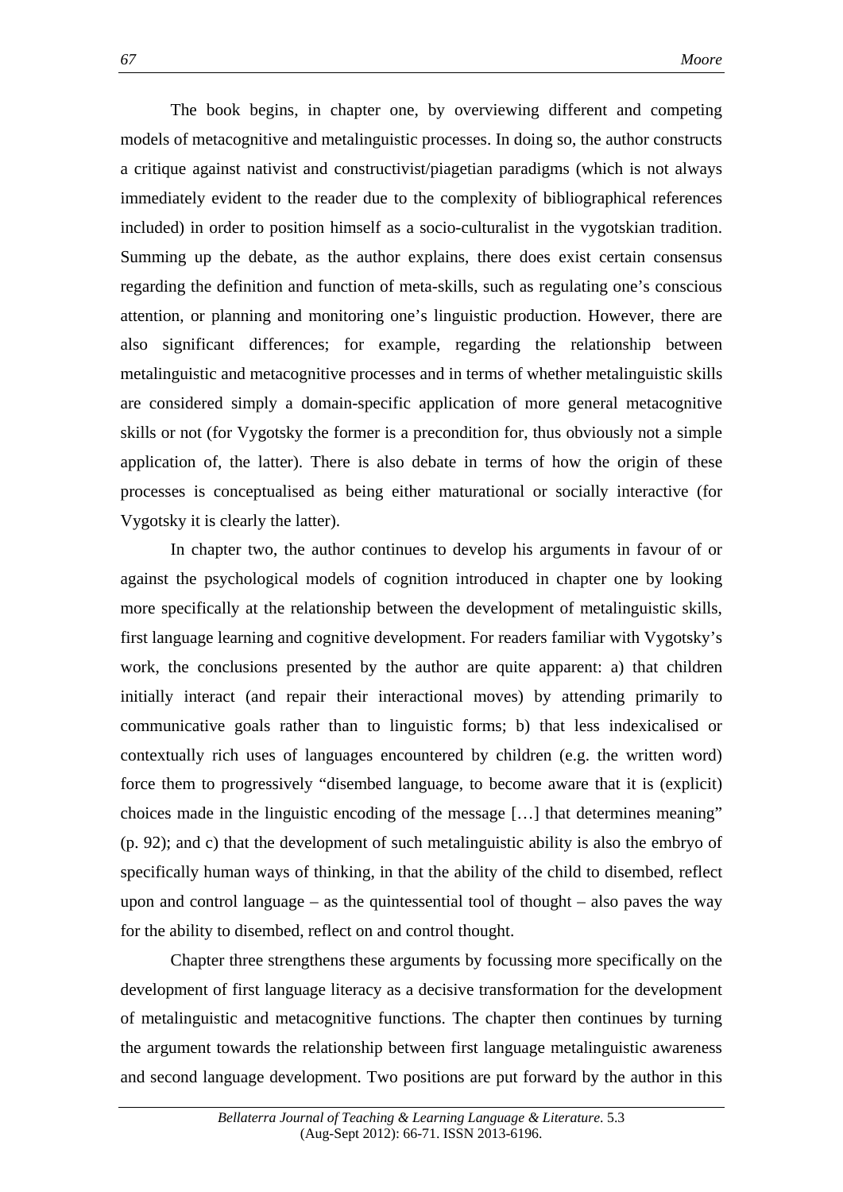The book begins, in chapter one, by overviewing different and competing models of metacognitive and metalinguistic processes. In doing so, the author constructs a critique against nativist and constructivist/piagetian paradigms (which is not always immediately evident to the reader due to the complexity of bibliographical references included) in order to position himself as a socio-culturalist in the vygotskian tradition. Summing up the debate, as the author explains, there does exist certain consensus regarding the definition and function of meta-skills, such as regulating one's conscious attention, or planning and monitoring one's linguistic production. However, there are also significant differences; for example, regarding the relationship between metalinguistic and metacognitive processes and in terms of whether metalinguistic skills are considered simply a domain-specific application of more general metacognitive skills or not (for Vygotsky the former is a precondition for, thus obviously not a simple application of, the latter). There is also debate in terms of how the origin of these processes is conceptualised as being either maturational or socially interactive (for Vygotsky it is clearly the latter).

In chapter two, the author continues to develop his arguments in favour of or against the psychological models of cognition introduced in chapter one by looking more specifically at the relationship between the development of metalinguistic skills, first language learning and cognitive development. For readers familiar with Vygotsky's work, the conclusions presented by the author are quite apparent: a) that children initially interact (and repair their interactional moves) by attending primarily to communicative goals rather than to linguistic forms; b) that less indexicalised or contextually rich uses of languages encountered by children (e.g. the written word) force them to progressively "disembed language, to become aware that it is (explicit) choices made in the linguistic encoding of the message […] that determines meaning" (p. 92); and c) that the development of such metalinguistic ability is also the embryo of specifically human ways of thinking, in that the ability of the child to disembed, reflect upon and control language – as the quintessential tool of thought – also paves the way for the ability to disembed, reflect on and control thought.

Chapter three strengthens these arguments by focussing more specifically on the development of first language literacy as a decisive transformation for the development of metalinguistic and metacognitive functions. The chapter then continues by turning the argument towards the relationship between first language metalinguistic awareness and second language development. Two positions are put forward by the author in this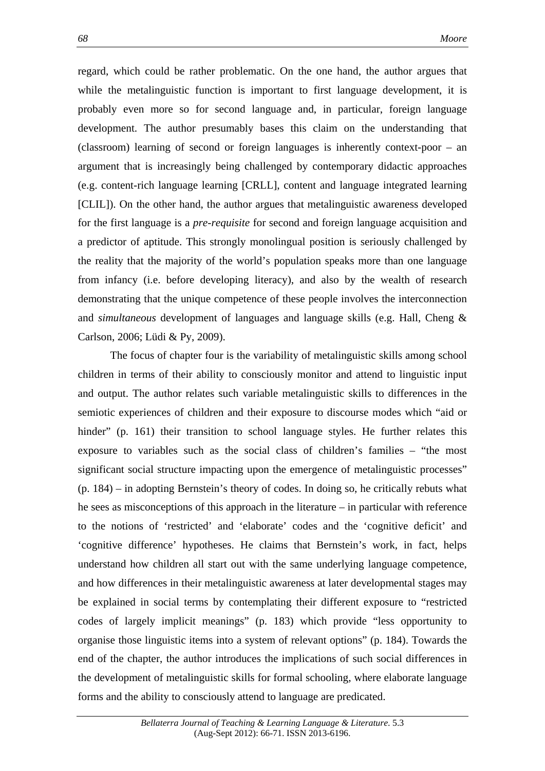regard, which could be rather problematic. On the one hand, the author argues that while the metalinguistic function is important to first language development, it is probably even more so for second language and, in particular, foreign language development. The author presumably bases this claim on the understanding that (classroom) learning of second or foreign languages is inherently context-poor – an argument that is increasingly being challenged by contemporary didactic approaches (e.g. content-rich language learning [CRLL], content and language integrated learning [CLIL]). On the other hand, the author argues that metalinguistic awareness developed for the first language is a *pre-requisite* for second and foreign language acquisition and a predictor of aptitude. This strongly monolingual position is seriously challenged by the reality that the majority of the world's population speaks more than one language from infancy (i.e. before developing literacy), and also by the wealth of research demonstrating that the unique competence of these people involves the interconnection and *simultaneous* development of languages and language skills (e.g. Hall, Cheng & Carlson, 2006; Lüdi & Py, 2009).

The focus of chapter four is the variability of metalinguistic skills among school children in terms of their ability to consciously monitor and attend to linguistic input and output. The author relates such variable metalinguistic skills to differences in the semiotic experiences of children and their exposure to discourse modes which "aid or hinder" (p. 161) their transition to school language styles. He further relates this exposure to variables such as the social class of children's families – "the most significant social structure impacting upon the emergence of metalinguistic processes" (p. 184) – in adopting Bernstein's theory of codes. In doing so, he critically rebuts what he sees as misconceptions of this approach in the literature – in particular with reference to the notions of 'restricted' and 'elaborate' codes and the 'cognitive deficit' and 'cognitive difference' hypotheses. He claims that Bernstein's work, in fact, helps understand how children all start out with the same underlying language competence, and how differences in their metalinguistic awareness at later developmental stages may be explained in social terms by contemplating their different exposure to "restricted codes of largely implicit meanings" (p. 183) which provide "less opportunity to organise those linguistic items into a system of relevant options" (p. 184). Towards the end of the chapter, the author introduces the implications of such social differences in the development of metalinguistic skills for formal schooling, where elaborate language forms and the ability to consciously attend to language are predicated.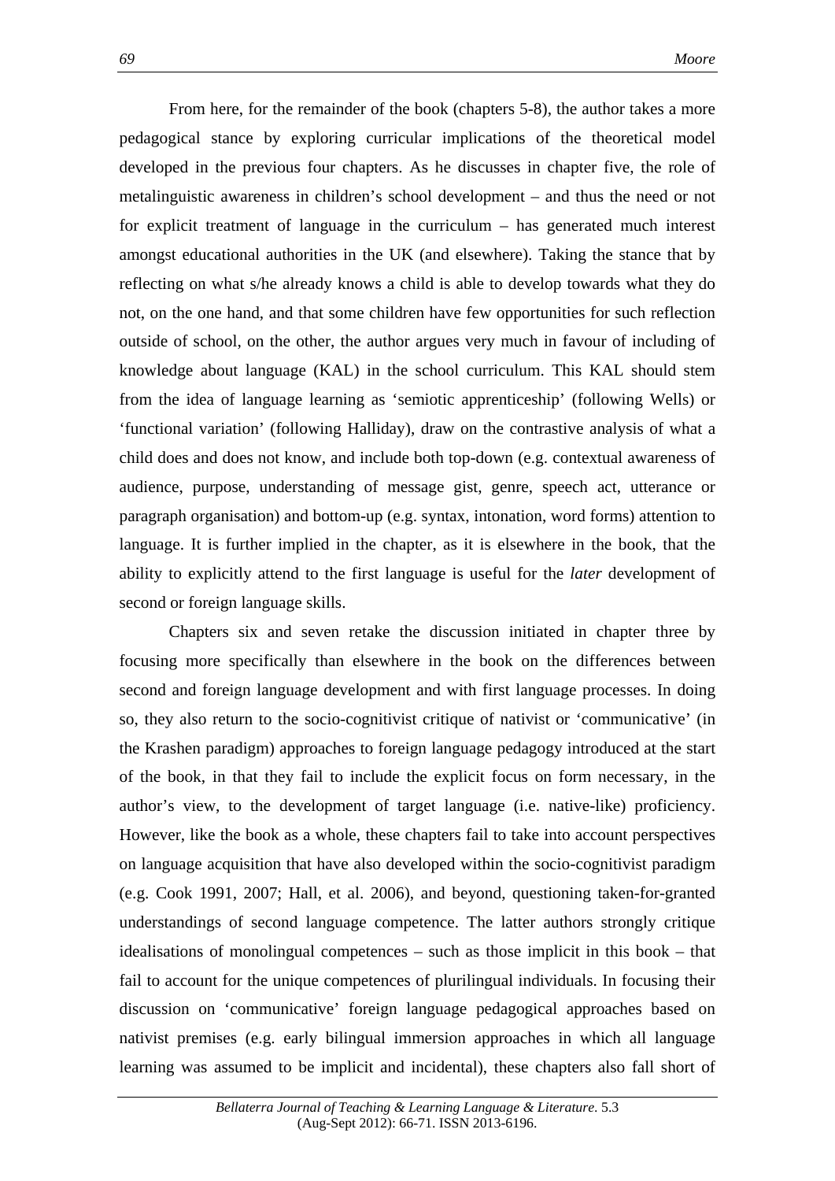From here, for the remainder of the book (chapters 5-8), the author takes a more pedagogical stance by exploring curricular implications of the theoretical model developed in the previous four chapters. As he discusses in chapter five, the role of metalinguistic awareness in children's school development – and thus the need or not for explicit treatment of language in the curriculum – has generated much interest amongst educational authorities in the UK (and elsewhere). Taking the stance that by reflecting on what s/he already knows a child is able to develop towards what they do not, on the one hand, and that some children have few opportunities for such reflection outside of school, on the other, the author argues very much in favour of including of knowledge about language (KAL) in the school curriculum. This KAL should stem from the idea of language learning as 'semiotic apprenticeship' (following Wells) or 'functional variation' (following Halliday), draw on the contrastive analysis of what a child does and does not know, and include both top-down (e.g. contextual awareness of audience, purpose, understanding of message gist, genre, speech act, utterance or paragraph organisation) and bottom-up (e.g. syntax, intonation, word forms) attention to language. It is further implied in the chapter, as it is elsewhere in the book, that the ability to explicitly attend to the first language is useful for the *later* development of second or foreign language skills.

Chapters six and seven retake the discussion initiated in chapter three by focusing more specifically than elsewhere in the book on the differences between second and foreign language development and with first language processes. In doing so, they also return to the socio-cognitivist critique of nativist or 'communicative' (in the Krashen paradigm) approaches to foreign language pedagogy introduced at the start of the book, in that they fail to include the explicit focus on form necessary, in the author's view, to the development of target language (i.e. native-like) proficiency. However, like the book as a whole, these chapters fail to take into account perspectives on language acquisition that have also developed within the socio-cognitivist paradigm (e.g. Cook 1991, 2007; Hall, et al. 2006), and beyond, questioning taken-for-granted understandings of second language competence. The latter authors strongly critique idealisations of monolingual competences – such as those implicit in this book – that fail to account for the unique competences of plurilingual individuals. In focusing their discussion on 'communicative' foreign language pedagogical approaches based on nativist premises (e.g. early bilingual immersion approaches in which all language learning was assumed to be implicit and incidental), these chapters also fall short of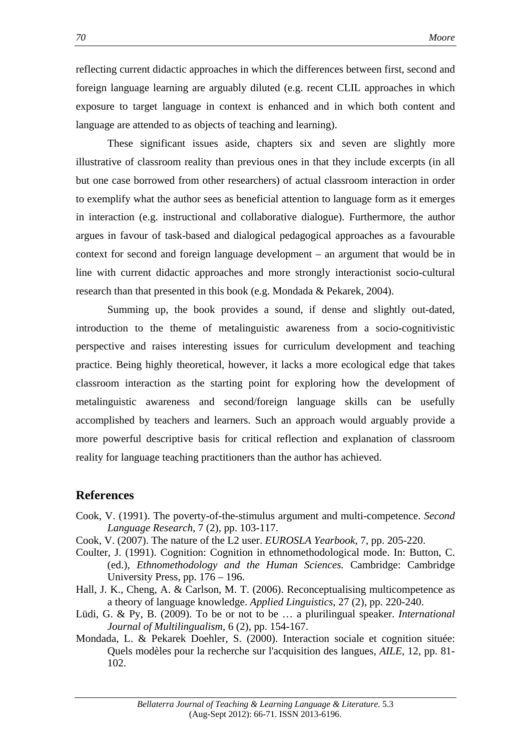reflecting current didactic approaches in which the differences between first, second and foreign language learning are arguably diluted (e.g. recent CLIL approaches in which exposure to target language in context is enhanced and in which both content and language are attended to as objects of teaching and learning).

These significant issues aside, chapters six and seven are slightly more illustrative of classroom reality than previous ones in that they include excerpts (in all but one case borrowed from other researchers) of actual classroom interaction in order to exemplify what the author sees as beneficial attention to language form as it emerges in interaction (e.g. instructional and collaborative dialogue). Furthermore, the author argues in favour of task-based and dialogical pedagogical approaches as a favourable context for second and foreign language development – an argument that would be in line with current didactic approaches and more strongly interactionist socio-cultural research than that presented in this book (e.g. Mondada & Pekarek, 2004).

Summing up, the book provides a sound, if dense and slightly out-dated, introduction to the theme of metalinguistic awareness from a socio-cognitivistic perspective and raises interesting issues for curriculum development and teaching practice. Being highly theoretical, however, it lacks a more ecological edge that takes classroom interaction as the starting point for exploring how the development of metalinguistic awareness and second/foreign language skills can be usefully accomplished by teachers and learners. Such an approach would arguably provide a more powerful descriptive basis for critical reflection and explanation of classroom reality for language teaching practitioners than the author has achieved.

## References

Cook, V. (1991). The poverty-of-the-stimulus argument and multi-competence. *Second Language Research*, 7 (2), pp. 103-117.

Cook, V. (2007). The nature of the L2 user. *EUROSLA Yearbook*, 7, pp. 205-220.

Coulter, J. (1991). Cognition: Cognition in ethnomethodological mode. In: Button, C. (ed.), *Ethnomethodology and the Human Sciences.* Cambridge: Cambridge University Press, pp. 176 – 196.

Hall, J. K., Cheng, A. & Carlson, M. T. (2006). Reconceptualising multicompetence as a theory of language knowledge. *Applied Linguistics*, 27 (2), pp. 220-240.

Lüdi, G. & Py, B. (2009). To be or not to be … a plurilingual speaker. *International Journal of Multilingualism*, 6 (2), pp. 154-167.

Mondada, L. & Pekarek Doehler, S. (2000). Interaction sociale et cognition située: Quels modèles pour la recherche sur l'acquisition des langues, *AILE*, 12, pp. 81-102.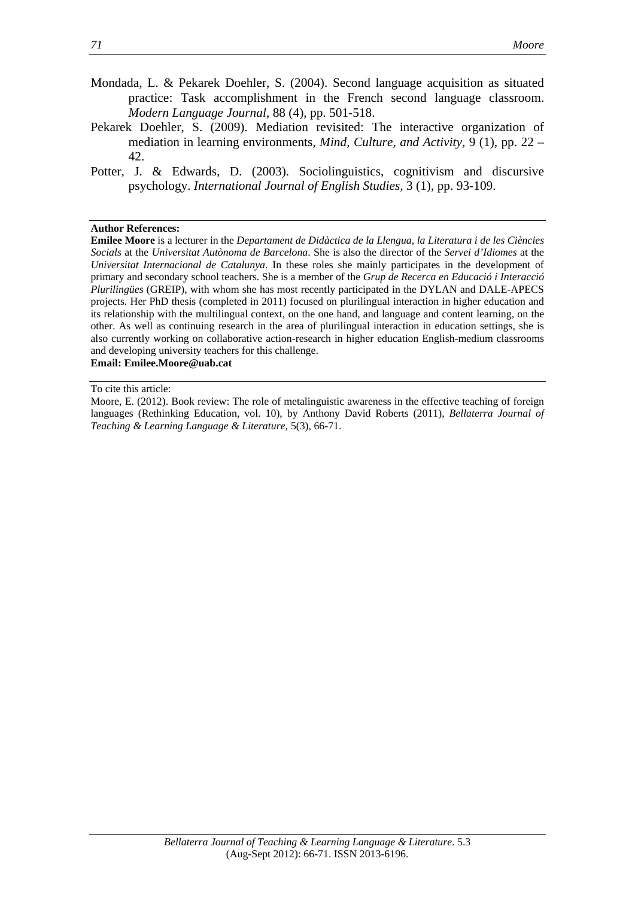Mondada, L. & Pekarek Doehler, S. (2004). Second language acquisition as situated practice: Task accomplishment in the French second language classroom. *Modern Language Journal*, 88 (4), pp. 501-518.

Pekarek Doehler, S. (2009). Mediation revisited: The interactive organization of mediation in learning environments, *Mind, Culture, and Activity,* 9 (1), pp. 22 – 42.

Potter, J. & Edwards, D. (2003). Sociolinguistics, cognitivism and discursive psychology. *International Journal of English Studies*, 3 (1), pp. 93-109.

**Author References:**

**Emilee Moore** is a lecturer in the *Departament de Didàctica de la Llengua, la Literatura i de les Ciències Socials* at the *Universitat Autònoma de Barcelona*. She is also the director of the *Servei d'Idiomes* at the *Universitat Internacional de Catalunya*. In these roles she mainly participates in the development of primary and secondary school teachers. She is a member of the *Grup de Recerca en Educació i Interacció Plurilingües* (GREIP), with whom she has most recently participated in the DYLAN and DALE-APECS projects. Her PhD thesis (completed in 2011) focused on plurilingual interaction in higher education and its relationship with the multilingual context, on the one hand, and language and content learning, on the other. As well as continuing research in the area of plurilingual interaction in education settings, she is also currently working on collaborative action-research in higher education English-medium classrooms and developing university teachers for this challenge.

**Email: Emilee.Moore@uab.cat**

To cite this article:

Moore, E. (2012). Book review: The role of metalinguistic awareness in the effective teaching of foreign languages (Rethinking Education, vol. 10), by Anthony David Roberts (2011), *Bellaterra Journal of Teaching & Learning Language & Literature,* 5(3), 66-71.